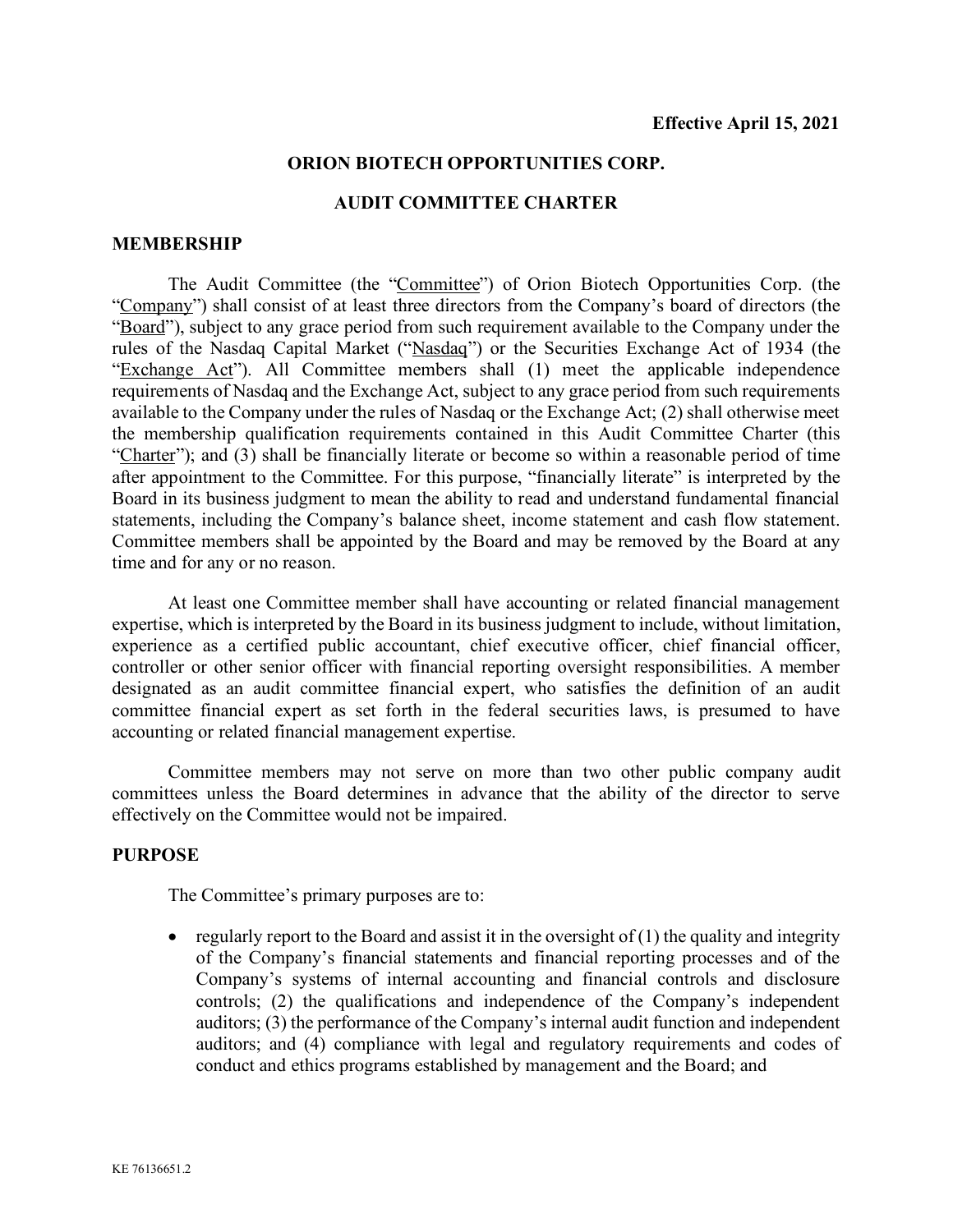**Effective April 15, 2021**

# ORION BIOTECH OPPORTUNITIES CORP.

# AUDIT COMMITTEE CHARTER

## MEMBERSHIP

The Audit Committee (the "Committee") of Orion Biotech Opportunities Corp. (the "Company") shall consist of at least three directors from the Company's board of directors (the "Board"), subject to any grace period from such requirement available to the Company under the rules of the Nasdaq Capital Market ("Nasdaq") or the Securities Exchange Act of 1934 (the "Exchange Act"). All Committee members shall (1) meet the applicable independence requirements of Nasdaq and the Exchange Act, subject to any grace period from such requirements available to the Company under the rules of Nasdaq or the Exchange Act; (2) shall otherwise meet the membership qualification requirements contained in this Audit Committee Charter (this "Charter"); and (3) shall be financially literate or become so within a reasonable period of time after appointment to the Committee. For this purpose, "financially literate" is interpreted by the Board in its business judgment to mean the ability to read and understand fundamental financial statements, including the Company's balance sheet, income statement and cash flow statement. Committee members shall be appointed by the Board and may be removed by the Board at any time and for any or no reason.

At least one Committee member shall have accounting or related financial management expertise, which is interpreted by the Board in its business judgment to include, without limitation, experience as a certified public accountant, chief executive officer, chief financial officer, controller or other senior officer with financial reporting oversight responsibilities. A member designated as an audit committee financial expert, who satisfies the definition of an audit committee financial expert as set forth in the federal securities laws, is presumed to have accounting or related financial management expertise.

Committee members may not serve on more than two other public company audit committees unless the Board determines in advance that the ability of the director to serve effectively on the Committee would not be impaired.

## PURPOSE

The Committee's primary purposes are to:

- regularly report to the Board and assist it in the oversight of (1) the quality and integrity of the Company's financial statements and financial reporting processes and of the Company's systems of internal accounting and financial controls and disclosure controls; (2) the qualifications and independence of the Company's independent auditors; (3) the performance of the Company's internal audit function and independent auditors; and (4) compliance with legal and regulatory requirements and codes of conduct and ethics programs established by management and the Board; and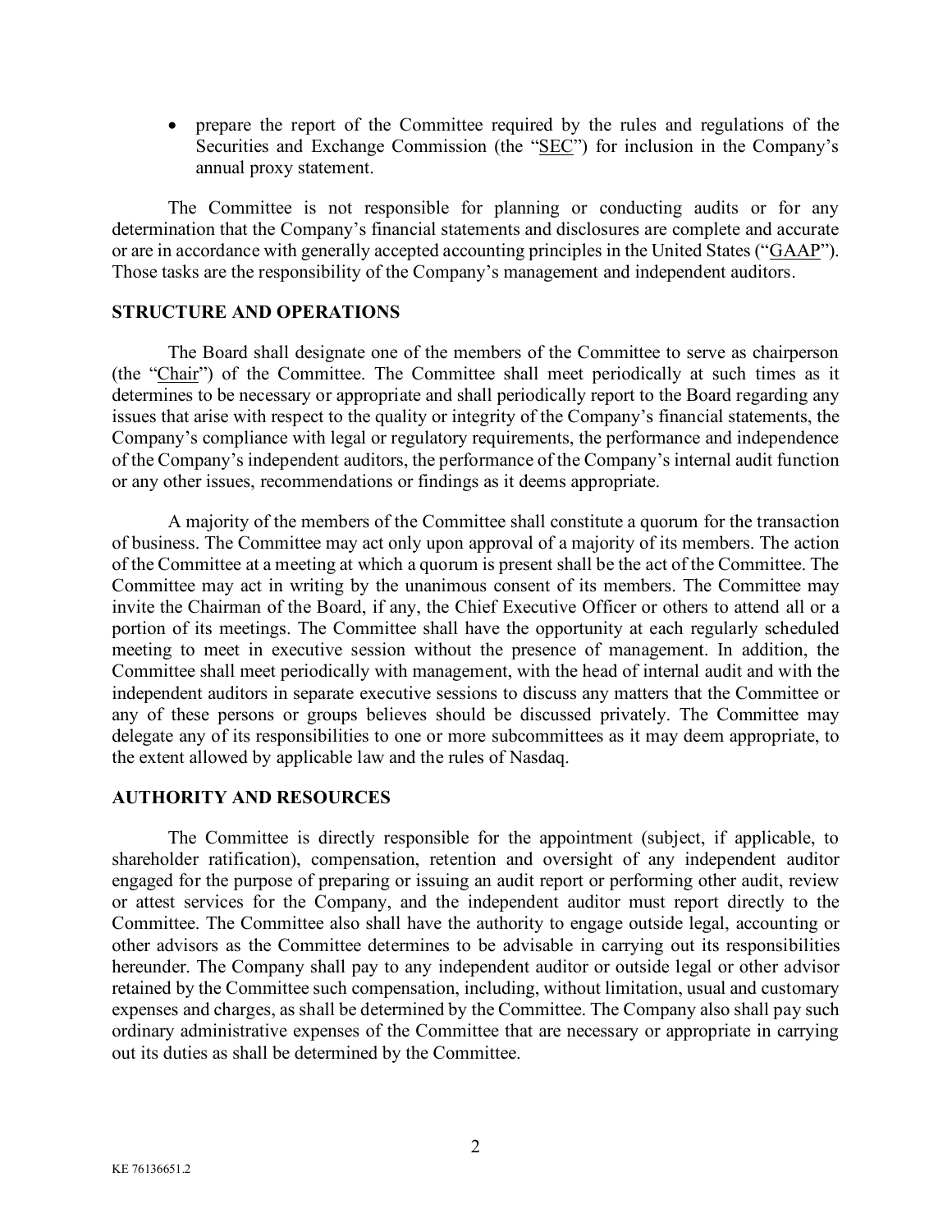- prepare the report of the Committee required by the rules and regulations of the Securities and Exchange Commission (the "SEC") for inclusion in the Company's annual proxy statement.

The Committee is not responsible for planning or conducting audits or for any determination that the Company's financial statements and disclosures are complete and accurate or are in accordance with generally accepted accounting principles in the United States ("GAAP"). Those tasks are the responsibility of the Company's management and independent auditors.

## STRUCTURE AND OPERATIONS

The Board shall designate one of the members of the Committee to serve as chairperson (the "Chair") of the Committee. The Committee shall meet periodically at such times as it determines to be necessary or appropriate and shall periodically report to the Board regarding any issues that arise with respect to the quality or integrity of the Company's financial statements, the Company's compliance with legal or regulatory requirements, the performance and independence of the Company's independent auditors, the performance of the Company's internal audit function or any other issues, recommendations or findings as it deems appropriate.

A majority of the members of the Committee shall constitute a quorum for the transaction of business. The Committee may act only upon approval of a majority of its members. The action of the Committee at a meeting at which a quorum is present shall be the act of the Committee. The Committee may act in writing by the unanimous consent of its members. The Committee may invite the Chairman of the Board, if any, the Chief Executive Officer or others to attend all or a portion of its meetings. The Committee shall have the opportunity at each regularly scheduled meeting to meet in executive session without the presence of management. In addition, the Committee shall meet periodically with management, with the head of internal audit and with the independent auditors in separate executive sessions to discuss any matters that the Committee or any of these persons or groups believes should be discussed privately. The Committee may delegate any of its responsibilities to one or more subcommittees as it may deem appropriate, to the extent allowed by applicable law and the rules of Nasdaq.

## AUTHORITY AND RESOURCES

The Committee is directly responsible for the appointment (subject, if applicable, to shareholder ratification), compensation, retention and oversight of any independent auditor engaged for the purpose of preparing or issuing an audit report or performing other audit, review or attest services for the Company, and the independent auditor must report directly to the Committee. The Committee also shall have the authority to engage outside legal, accounting or other advisors as the Committee determines to be advisable in carrying out its responsibilities hereunder. The Company shall pay to any independent auditor or outside legal or other advisor retained by the Committee such compensation, including, without limitation, usual and customary expenses and charges, as shall be determined by the Committee. The Company also shall pay such ordinary administrative expenses of the Committee that are necessary or appropriate in carrying out its duties as shall be determined by the Committee.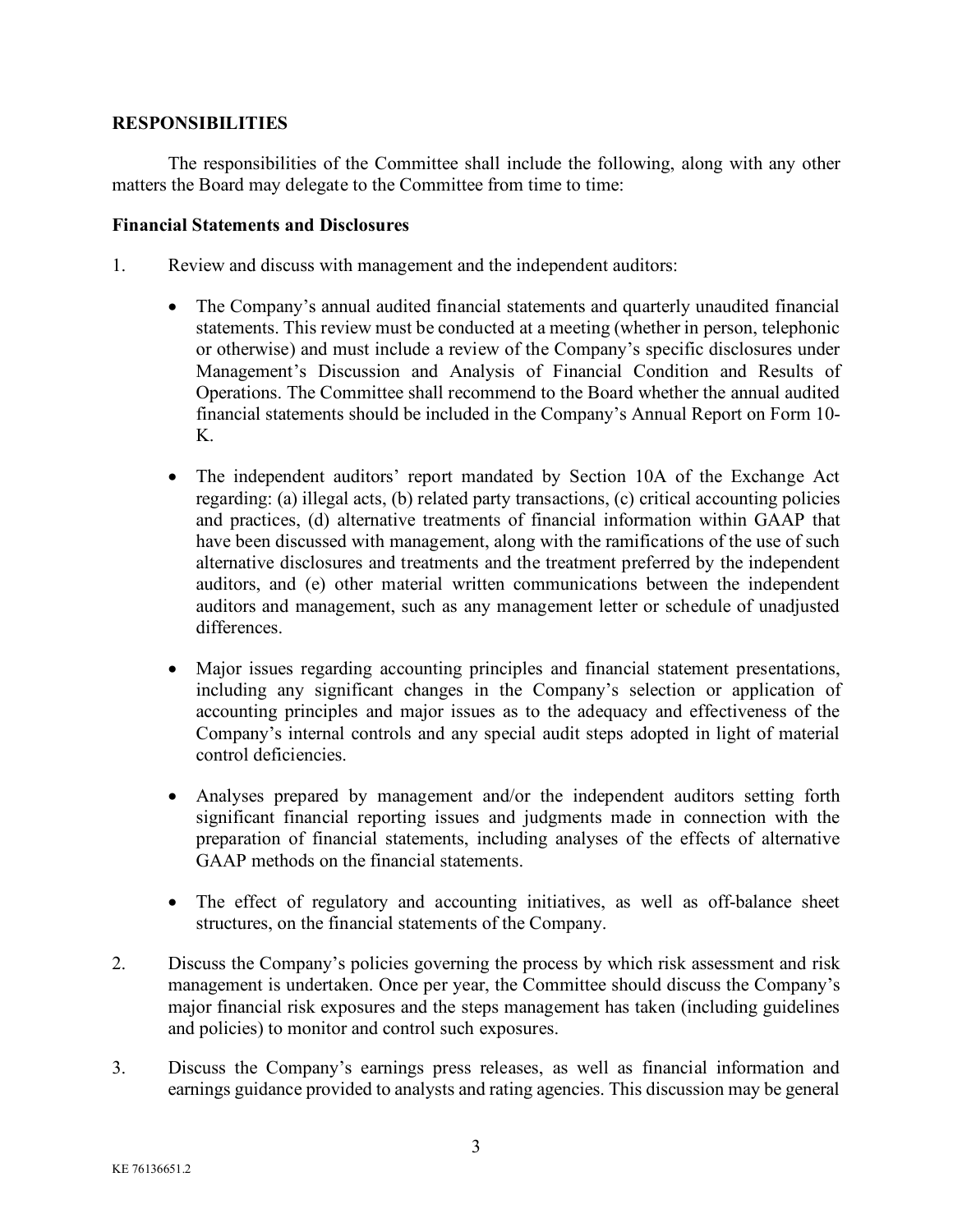## RESPONSIBILITIES

The responsibilities of the Committee shall include the following, along with any other matters the Board may delegate to the Committee from time to time:

### Financial Statements and Disclosures

1. Review and discuss with management and the independent auditors:

   - The Company's annual audited financial statements and quarterly unaudited financial statements. This review must be conducted at a meeting (whether in person, telephonic or otherwise) and must include a review of the Company's specific disclosures under Management's Discussion and Analysis of Financial Condition and Results of Operations. The Committee shall recommend to the Board whether the annual audited financial statements should be included in the Company's Annual Report on Form 10-K.

   - The independent auditors' report mandated by Section 10A of the Exchange Act regarding: (a) illegal acts, (b) related party transactions, (c) critical accounting policies and practices, (d) alternative treatments of financial information within GAAP that have been discussed with management, along with the ramifications of the use of such alternative disclosures and treatments and the treatment preferred by the independent auditors, and (e) other material written communications between the independent auditors and management, such as any management letter or schedule of unadjusted differences.

   - Major issues regarding accounting principles and financial statement presentations, including any significant changes in the Company's selection or application of accounting principles and major issues as to the adequacy and effectiveness of the Company's internal controls and any special audit steps adopted in light of material control deficiencies.

   - Analyses prepared by management and/or the independent auditors setting forth significant financial reporting issues and judgments made in connection with the preparation of financial statements, including analyses of the effects of alternative GAAP methods on the financial statements.

   - The effect of regulatory and accounting initiatives, as well as off-balance sheet structures, on the financial statements of the Company.

2. Discuss the Company's policies governing the process by which risk assessment and risk management is undertaken. Once per year, the Committee should discuss the Company's major financial risk exposures and the steps management has taken (including guidelines and policies) to monitor and control such exposures.

3. Discuss the Company's earnings press releases, as well as financial information and earnings guidance provided to analysts and rating agencies. This discussion may be general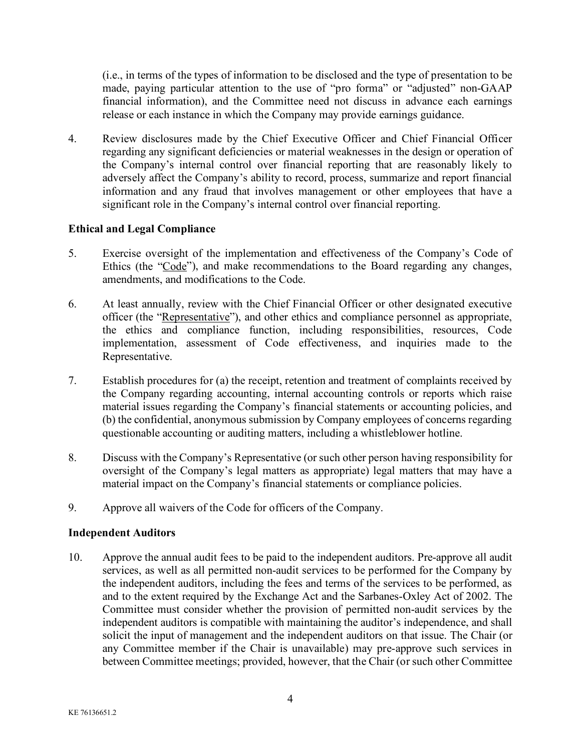(i.e., in terms of the types of information to be disclosed and the type of presentation to be made, paying particular attention to the use of "pro forma" or "adjusted" non-GAAP financial information), and the Committee need not discuss in advance each earnings release or each instance in which the Company may provide earnings guidance.

4. Review disclosures made by the Chief Executive Officer and Chief Financial Officer regarding any significant deficiencies or material weaknesses in the design or operation of the Company's internal control over financial reporting that are reasonably likely to adversely affect the Company's ability to record, process, summarize and report financial information and any fraud that involves management or other employees that have a significant role in the Company's internal control over financial reporting.

**Ethical and Legal Compliance**

5. Exercise oversight of the implementation and effectiveness of the Company's Code of Ethics (the "Code"), and make recommendations to the Board regarding any changes, amendments, and modifications to the Code.

6. At least annually, review with the Chief Financial Officer or other designated executive officer (the "Representative"), and other ethics and compliance personnel as appropriate, the ethics and compliance function, including responsibilities, resources, Code implementation, assessment of Code effectiveness, and inquiries made to the Representative.

7. Establish procedures for (a) the receipt, retention and treatment of complaints received by the Company regarding accounting, internal accounting controls or reports which raise material issues regarding the Company's financial statements or accounting policies, and (b) the confidential, anonymous submission by Company employees of concerns regarding questionable accounting or auditing matters, including a whistleblower hotline.

8. Discuss with the Company's Representative (or such other person having responsibility for oversight of the Company's legal matters as appropriate) legal matters that may have a material impact on the Company's financial statements or compliance policies.

9. Approve all waivers of the Code for officers of the Company.

**Independent Auditors**

10. Approve the annual audit fees to be paid to the independent auditors. Pre-approve all audit services, as well as all permitted non-audit services to be performed for the Company by the independent auditors, including the fees and terms of the services to be performed, as and to the extent required by the Exchange Act and the Sarbanes-Oxley Act of 2002. The Committee must consider whether the provision of permitted non-audit services by the independent auditors is compatible with maintaining the auditor's independence, and shall solicit the input of management and the independent auditors on that issue. The Chair (or any Committee member if the Chair is unavailable) may pre-approve such services in between Committee meetings; provided, however, that the Chair (or such other Committee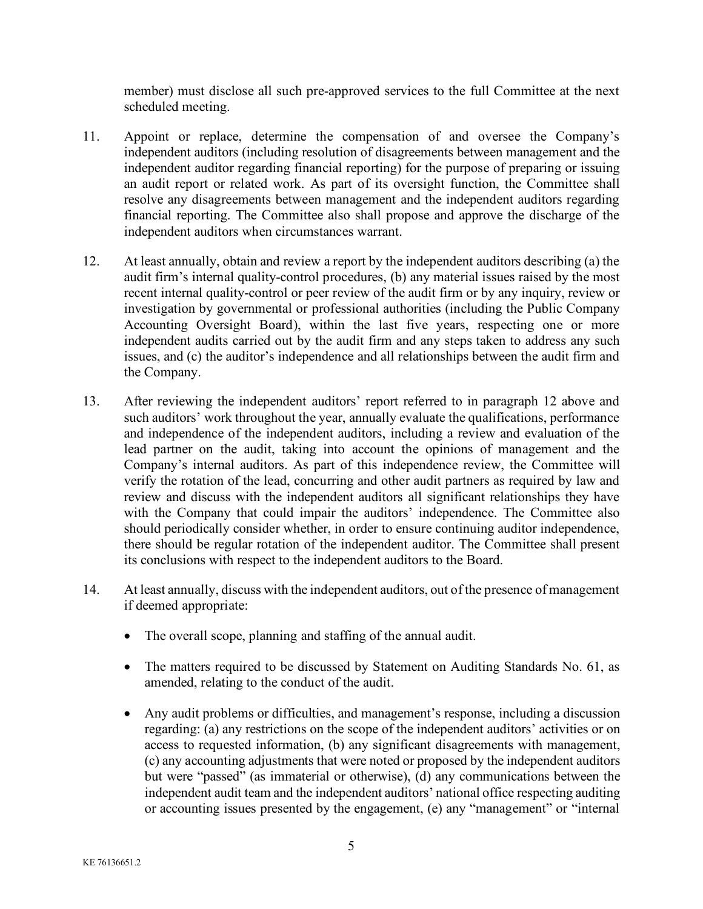member) must disclose all such pre-approved services to the full Committee at the next scheduled meeting.

11. Appoint or replace, determine the compensation of and oversee the Company's independent auditors (including resolution of disagreements between management and the independent auditor regarding financial reporting) for the purpose of preparing or issuing an audit report or related work. As part of its oversight function, the Committee shall resolve any disagreements between management and the independent auditors regarding financial reporting. The Committee also shall propose and approve the discharge of the independent auditors when circumstances warrant.

12. At least annually, obtain and review a report by the independent auditors describing (a) the audit firm's internal quality-control procedures, (b) any material issues raised by the most recent internal quality-control or peer review of the audit firm or by any inquiry, review or investigation by governmental or professional authorities (including the Public Company Accounting Oversight Board), within the last five years, respecting one or more independent audits carried out by the audit firm and any steps taken to address any such issues, and (c) the auditor's independence and all relationships between the audit firm and the Company.

13. After reviewing the independent auditors' report referred to in paragraph 12 above and such auditors' work throughout the year, annually evaluate the qualifications, performance and independence of the independent auditors, including a review and evaluation of the lead partner on the audit, taking into account the opinions of management and the Company's internal auditors. As part of this independence review, the Committee will verify the rotation of the lead, concurring and other audit partners as required by law and review and discuss with the independent auditors all significant relationships they have with the Company that could impair the auditors' independence. The Committee also should periodically consider whether, in order to ensure continuing auditor independence, there should be regular rotation of the independent auditor. The Committee shall present its conclusions with respect to the independent auditors to the Board.

14. At least annually, discuss with the independent auditors, out of the presence of management if deemed appropriate:

    - The overall scope, planning and staffing of the annual audit.

    - The matters required to be discussed by Statement on Auditing Standards No. 61, as amended, relating to the conduct of the audit.

    - Any audit problems or difficulties, and management's response, including a discussion regarding: (a) any restrictions on the scope of the independent auditors' activities or on access to requested information, (b) any significant disagreements with management, (c) any accounting adjustments that were noted or proposed by the independent auditors but were "passed" (as immaterial or otherwise), (d) any communications between the independent audit team and the independent auditors' national office respecting auditing or accounting issues presented by the engagement, (e) any "management" or "internal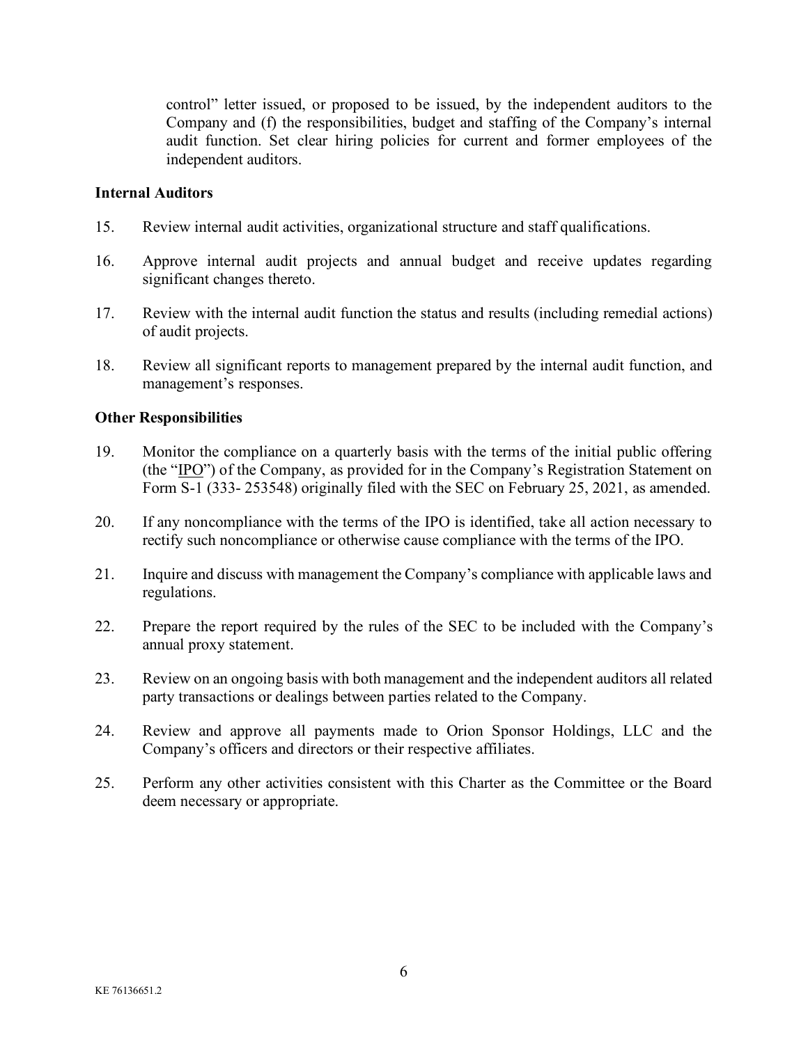control" letter issued, or proposed to be issued, by the independent auditors to the Company and (f) the responsibilities, budget and staffing of the Company's internal audit function. Set clear hiring policies for current and former employees of the independent auditors.

**Internal Auditors**

15. Review internal audit activities, organizational structure and staff qualifications.

16. Approve internal audit projects and annual budget and receive updates regarding significant changes thereto.

17. Review with the internal audit function the status and results (including remedial actions) of audit projects.

18. Review all significant reports to management prepared by the internal audit function, and management's responses.

**Other Responsibilities**

19. Monitor the compliance on a quarterly basis with the terms of the initial public offering (the "IPO") of the Company, as provided for in the Company's Registration Statement on Form S-1 (333- 253548) originally filed with the SEC on February 25, 2021, as amended.

20. If any noncompliance with the terms of the IPO is identified, take all action necessary to rectify such noncompliance or otherwise cause compliance with the terms of the IPO.

21. Inquire and discuss with management the Company's compliance with applicable laws and regulations.

22. Prepare the report required by the rules of the SEC to be included with the Company's annual proxy statement.

23. Review on an ongoing basis with both management and the independent auditors all related party transactions or dealings between parties related to the Company.

24. Review and approve all payments made to Orion Sponsor Holdings, LLC and the Company's officers and directors or their respective affiliates.

25. Perform any other activities consistent with this Charter as the Committee or the Board deem necessary or appropriate.

KE 76136651.2